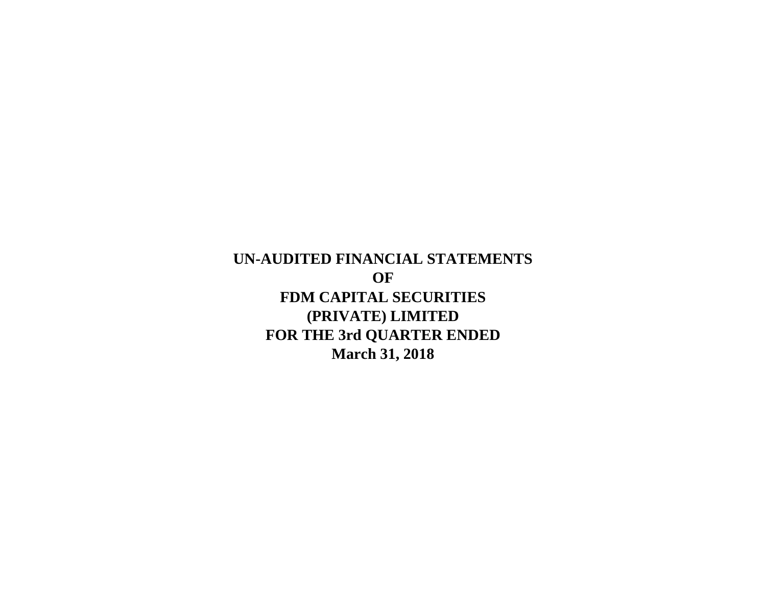# UN-AUDITED FINANCIAL STATEMENTS
# OF
# FDM CAPITAL SECURITIES
# (PRIVATE) LIMITED
# FOR THE 3rd QUARTER ENDED
# March 31, 2018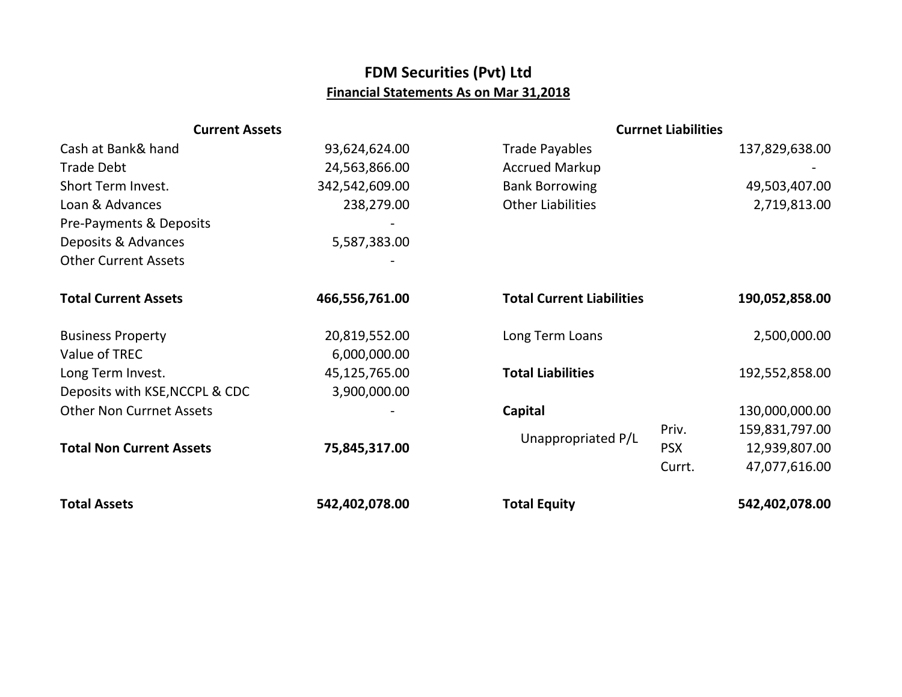# FDM Securities (Pvt) Ltd

## Financial Statements As on Mar 31,2018

| Current Assets | | Currnet Liabilities | | |
|---|---|---|---|---|
| Cash at Bank& hand | 93,624,624.00 | Trade Payables | | 137,829,638.00 |
| Trade Debt | 24,563,866.00 | Accrued Markup | | - |
| Short Term Invest. | 342,542,609.00 | Bank Borrowing | | 49,503,407.00 |
| Loan & Advances | 238,279.00 | Other Liabilities | | 2,719,813.00 |
| Pre-Payments & Deposits | - | | | |
| Deposits & Advances | 5,587,383.00 | | | |
| Other Current Assets | - | | | |
| **Total Current Assets** | **466,556,761.00** | **Total Current Liabilities** | | **190,052,858.00** |
| Business Property | 20,819,552.00 | Long Term Loans | | 2,500,000.00 |
| Value of TREC | 6,000,000.00 | | | |
| Long Term Invest. | 45,125,765.00 | **Total Liabilities** | | 192,552,858.00 |
| Deposits with KSE,NCCPL & CDC | 3,900,000.00 | | | |
| Other Non Currnet Assets | - | **Capital** | | 130,000,000.00 |
| | | Unappropriated P/L | Priv. | 159,831,797.00 |
| **Total Non Current Assets** | **75,845,317.00** | | PSX | 12,939,807.00 |
| | | | Currt. | 47,077,616.00 |
| **Total Assets** | **542,402,078.00** | **Total Equity** | | **542,402,078.00** |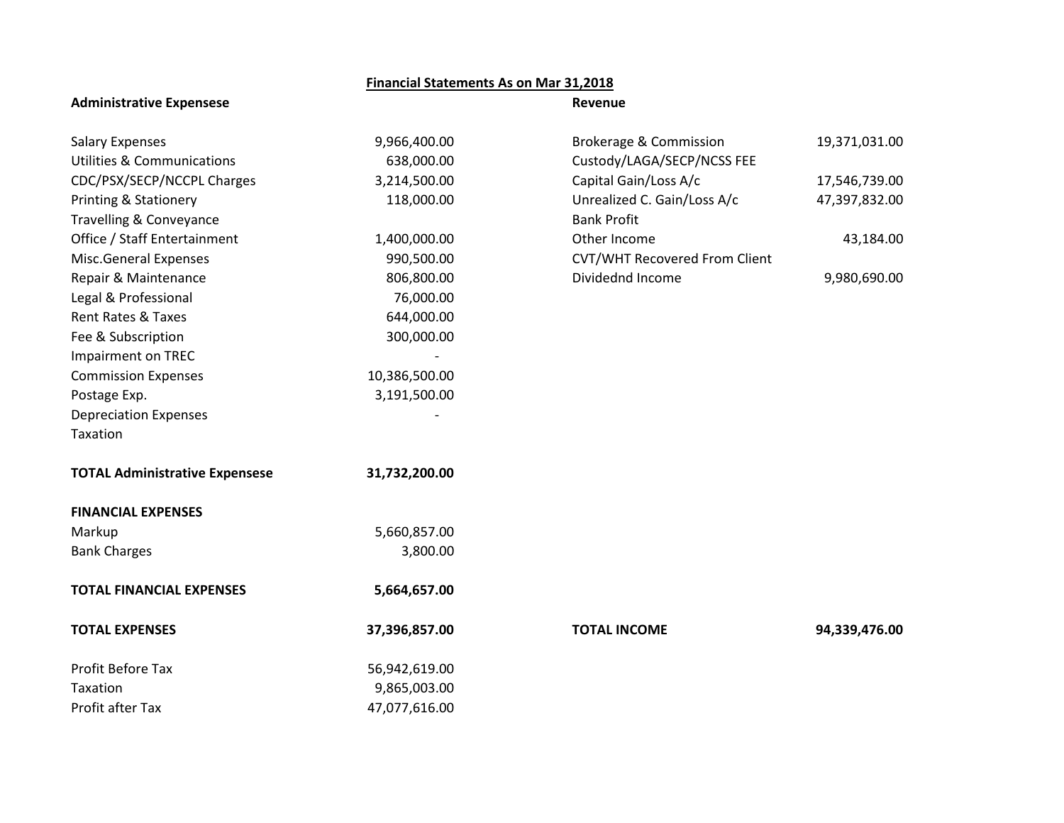**Financial Statements As on Mar 31,2018**

| Administrative Expensese | | Revenue | |
|---|---|---|---|
| Salary Expenses | 9,966,400.00 | Brokerage & Commission | 19,371,031.00 |
| Utilities & Communications | 638,000.00 | Custody/LAGA/SECP/NCSS FEE | |
| CDC/PSX/SECP/NCCPL Charges | 3,214,500.00 | Capital Gain/Loss A/c | 17,546,739.00 |
| Printing & Stationery | 118,000.00 | Unrealized C. Gain/Loss A/c | 47,397,832.00 |
| Travelling & Conveyance | | Bank Profit | |
| Office / Staff Entertainment | 1,400,000.00 | Other Income | 43,184.00 |
| Misc.General Expenses | 990,500.00 | CVT/WHT Recovered From Client | |
| Repair & Maintenance | 806,800.00 | Dividednd Income | 9,980,690.00 |
| Legal & Professional | 76,000.00 | | |
| Rent Rates & Taxes | 644,000.00 | | |
| Fee & Subscription | 300,000.00 | | |
| Impairment on TREC | - | | |
| Commission Expenses | 10,386,500.00 | | |
| Postage Exp. | 3,191,500.00 | | |
| Depreciation Expenses | - | | |
| Taxation | | | |
| **TOTAL Administrative Expensese** | **31,732,200.00** | | |
| **FINANCIAL EXPENSES** | | | |
| Markup | 5,660,857.00 | | |
| Bank Charges | 3,800.00 | | |
| **TOTAL FINANCIAL EXPENSES** | **5,664,657.00** | | |
| **TOTAL EXPENSES** | **37,396,857.00** | **TOTAL INCOME** | **94,339,476.00** |
| Profit Before Tax | 56,942,619.00 | | |
| Taxation | 9,865,003.00 | | |
| Profit after Tax | 47,077,616.00 | | |